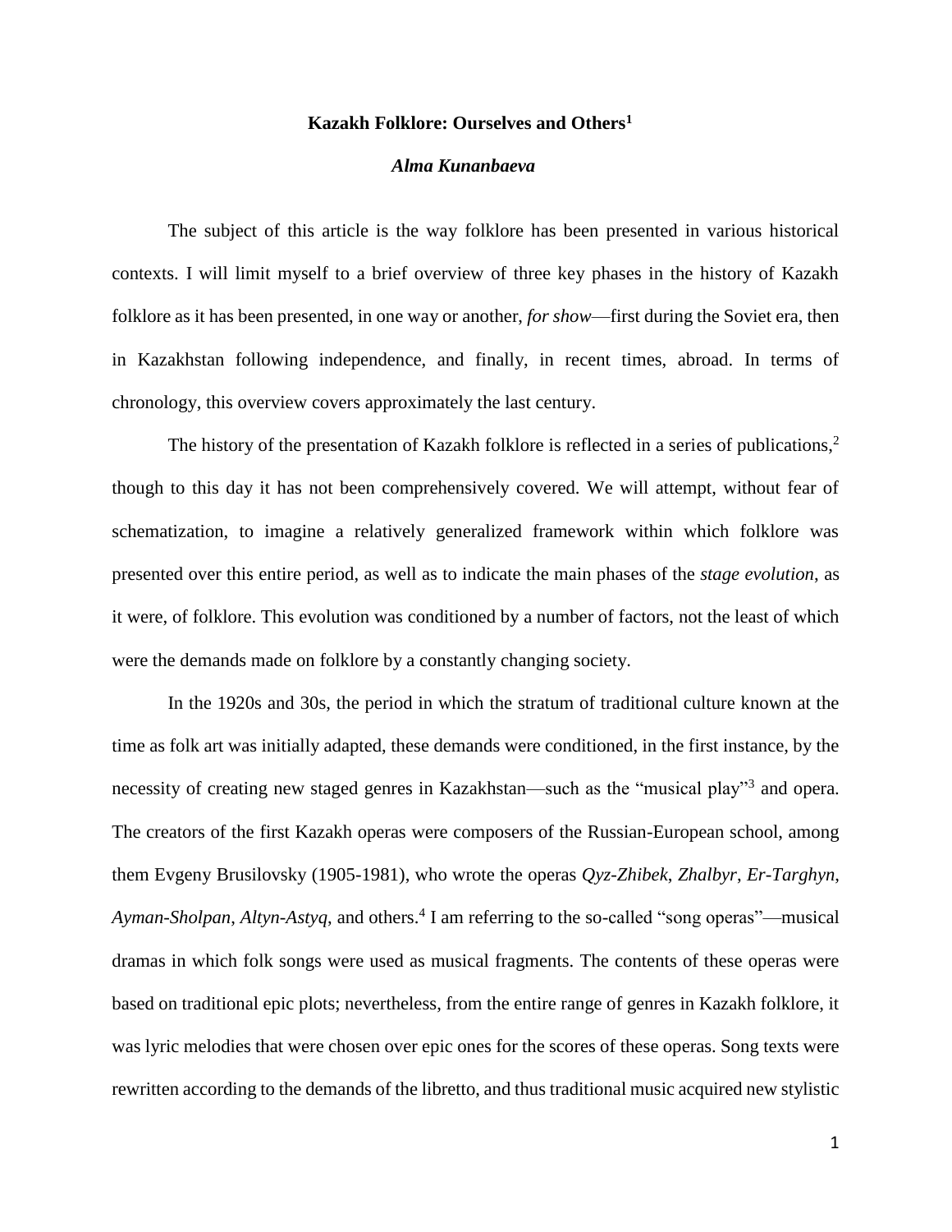# Kazakh Folklore: Ourselves and Others[1]

***Alma Kunanbaeva***

The subject of this article is the way folklore has been presented in various historical contexts. I will limit myself to a brief overview of three key phases in the history of Kazakh folklore as it has been presented, in one way or another, *for show*—first during the Soviet era, then in Kazakhstan following independence, and finally, in recent times, abroad. In terms of chronology, this overview covers approximately the last century.

The history of the presentation of Kazakh folklore is reflected in a series of publications,[2] though to this day it has not been comprehensively covered. We will attempt, without fear of schematization, to imagine a relatively generalized framework within which folklore was presented over this entire period, as well as to indicate the main phases of the *stage evolution*, as it were, of folklore. This evolution was conditioned by a number of factors, not the least of which were the demands made on folklore by a constantly changing society.

In the 1920s and 30s, the period in which the stratum of traditional culture known at the time as folk art was initially adapted, these demands were conditioned, in the first instance, by the necessity of creating new staged genres in Kazakhstan—such as the "musical play"[3] and opera. The creators of the first Kazakh operas were composers of the Russian-European school, among them Evgeny Brusilovsky (1905-1981), who wrote the operas *Qyz-Zhibek*, *Zhalbyr*, *Er-Targhyn*, *Ayman-Sholpan*, *Altyn-Astyq*, and others.[4] I am referring to the so-called "song operas"—musical dramas in which folk songs were used as musical fragments. The contents of these operas were based on traditional epic plots; nevertheless, from the entire range of genres in Kazakh folklore, it was lyric melodies that were chosen over epic ones for the scores of these operas. Song texts were rewritten according to the demands of the libretto, and thus traditional music acquired new stylistic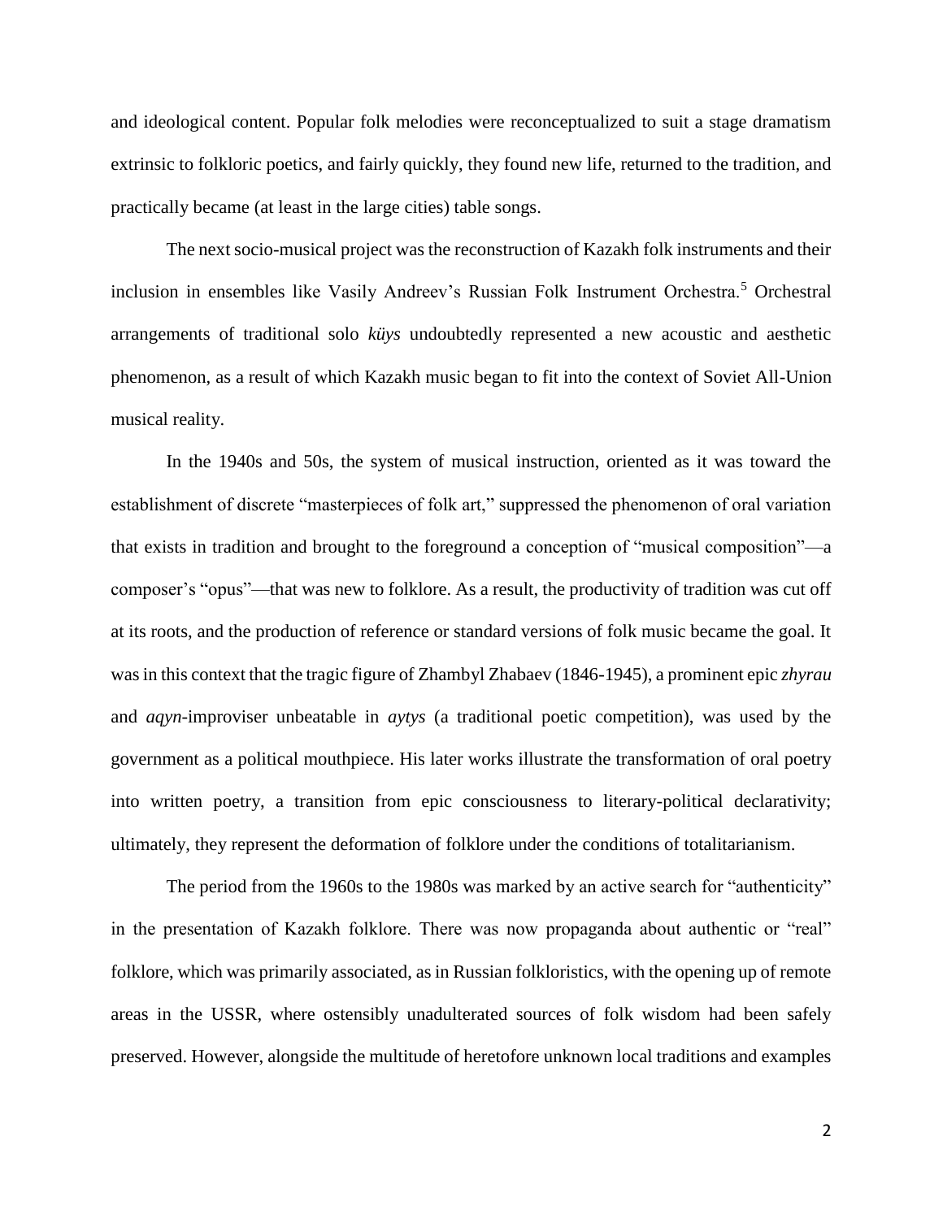and ideological content. Popular folk melodies were reconceptualized to suit a stage dramatism extrinsic to folkloric poetics, and fairly quickly, they found new life, returned to the tradition, and practically became (at least in the large cities) table songs.

The next socio-musical project was the reconstruction of Kazakh folk instruments and their inclusion in ensembles like Vasily Andreev's Russian Folk Instrument Orchestra.[5] Orchestral arrangements of traditional solo *küys* undoubtedly represented a new acoustic and aesthetic phenomenon, as a result of which Kazakh music began to fit into the context of Soviet All-Union musical reality.

In the 1940s and 50s, the system of musical instruction, oriented as it was toward the establishment of discrete "masterpieces of folk art," suppressed the phenomenon of oral variation that exists in tradition and brought to the foreground a conception of "musical composition"—a composer's "opus"—that was new to folklore. As a result, the productivity of tradition was cut off at its roots, and the production of reference or standard versions of folk music became the goal. It was in this context that the tragic figure of Zhambyl Zhabaev (1846-1945), a prominent epic *zhyrau* and *aqyn*-improviser unbeatable in *aytys* (a traditional poetic competition), was used by the government as a political mouthpiece. His later works illustrate the transformation of oral poetry into written poetry, a transition from epic consciousness to literary-political declarativity; ultimately, they represent the deformation of folklore under the conditions of totalitarianism.

The period from the 1960s to the 1980s was marked by an active search for "authenticity" in the presentation of Kazakh folklore. There was now propaganda about authentic or "real" folklore, which was primarily associated, as in Russian folkloristics, with the opening up of remote areas in the USSR, where ostensibly unadulterated sources of folk wisdom had been safely preserved. However, alongside the multitude of heretofore unknown local traditions and examples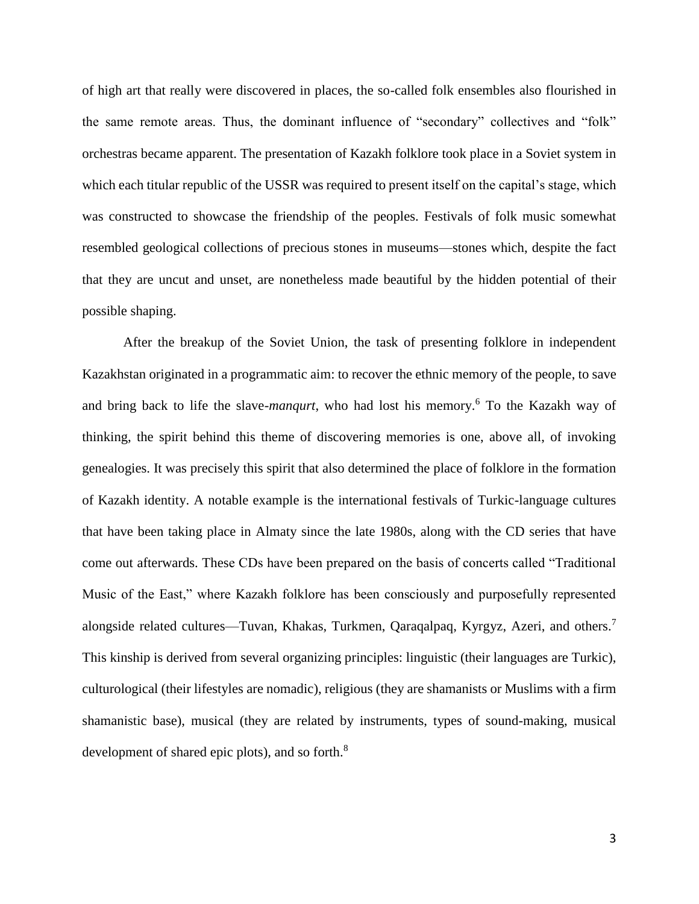of high art that really were discovered in places, the so-called folk ensembles also flourished in the same remote areas. Thus, the dominant influence of "secondary" collectives and "folk" orchestras became apparent. The presentation of Kazakh folklore took place in a Soviet system in which each titular republic of the USSR was required to present itself on the capital's stage, which was constructed to showcase the friendship of the peoples. Festivals of folk music somewhat resembled geological collections of precious stones in museums—stones which, despite the fact that they are uncut and unset, are nonetheless made beautiful by the hidden potential of their possible shaping.

After the breakup of the Soviet Union, the task of presenting folklore in independent Kazakhstan originated in a programmatic aim: to recover the ethnic memory of the people, to save and bring back to life the slave-*manqurt*, who had lost his memory.[6] To the Kazakh way of thinking, the spirit behind this theme of discovering memories is one, above all, of invoking genealogies. It was precisely this spirit that also determined the place of folklore in the formation of Kazakh identity. A notable example is the international festivals of Turkic-language cultures that have been taking place in Almaty since the late 1980s, along with the CD series that have come out afterwards. These CDs have been prepared on the basis of concerts called "Traditional Music of the East," where Kazakh folklore has been consciously and purposefully represented alongside related cultures—Tuvan, Khakas, Turkmen, Qaraqalpaq, Kyrgyz, Azeri, and others.[7] This kinship is derived from several organizing principles: linguistic (their languages are Turkic), culturological (their lifestyles are nomadic), religious (they are shamanists or Muslims with a firm shamanistic base), musical (they are related by instruments, types of sound-making, musical development of shared epic plots), and so forth.[8]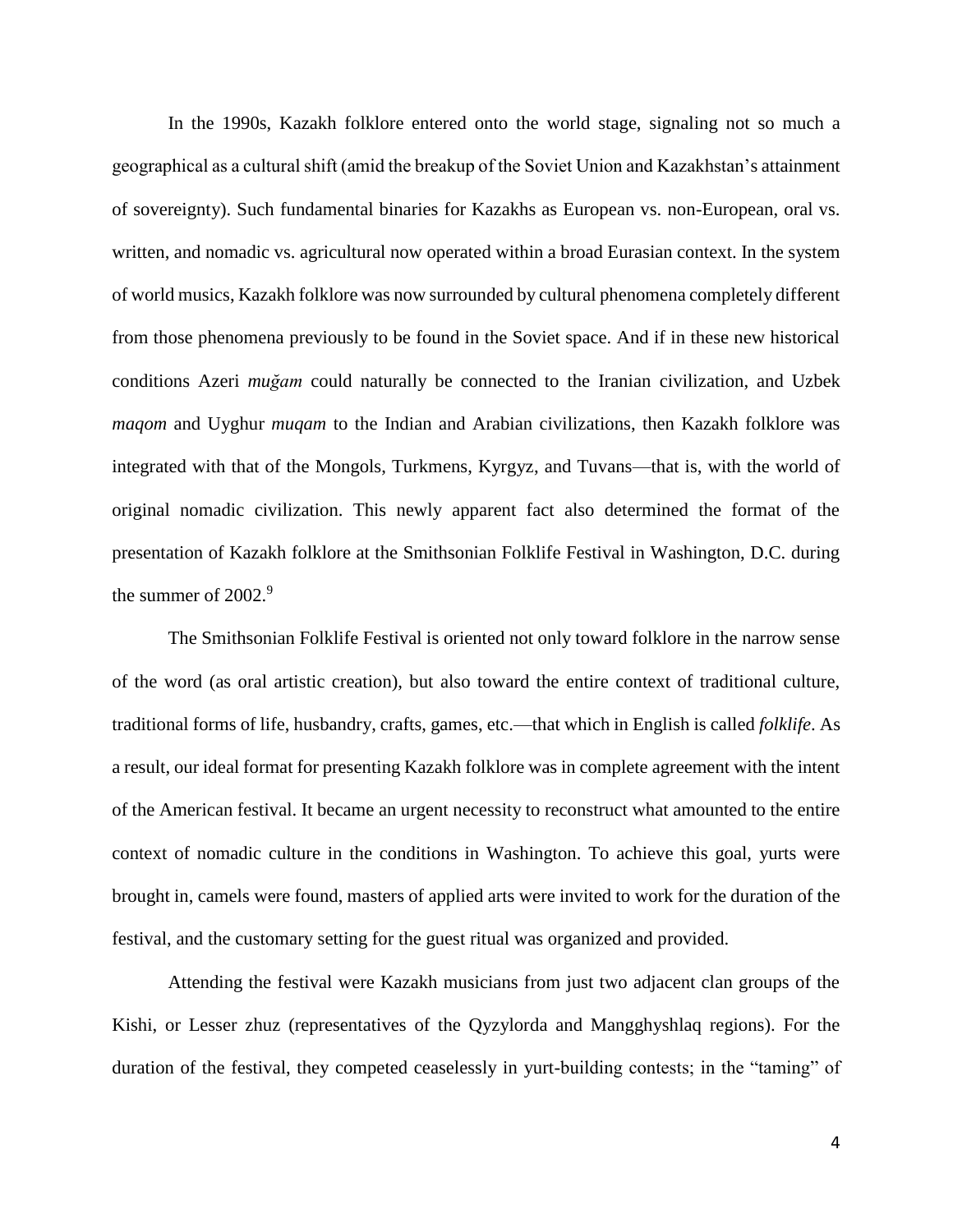In the 1990s, Kazakh folklore entered onto the world stage, signaling not so much a geographical as a cultural shift (amid the breakup of the Soviet Union and Kazakhstan's attainment of sovereignty). Such fundamental binaries for Kazakhs as European vs. non-European, oral vs. written, and nomadic vs. agricultural now operated within a broad Eurasian context. In the system of world musics, Kazakh folklore was now surrounded by cultural phenomena completely different from those phenomena previously to be found in the Soviet space. And if in these new historical conditions Azeri *muğam* could naturally be connected to the Iranian civilization, and Uzbek *maqom* and Uyghur *muqam* to the Indian and Arabian civilizations, then Kazakh folklore was integrated with that of the Mongols, Turkmens, Kyrgyz, and Tuvans—that is, with the world of original nomadic civilization. This newly apparent fact also determined the format of the presentation of Kazakh folklore at the Smithsonian Folklife Festival in Washington, D.C. during the summer of 2002.[9]

The Smithsonian Folklife Festival is oriented not only toward folklore in the narrow sense of the word (as oral artistic creation), but also toward the entire context of traditional culture, traditional forms of life, husbandry, crafts, games, etc.—that which in English is called *folklife*. As a result, our ideal format for presenting Kazakh folklore was in complete agreement with the intent of the American festival. It became an urgent necessity to reconstruct what amounted to the entire context of nomadic culture in the conditions in Washington. To achieve this goal, yurts were brought in, camels were found, masters of applied arts were invited to work for the duration of the festival, and the customary setting for the guest ritual was organized and provided.

Attending the festival were Kazakh musicians from just two adjacent clan groups of the Kishi, or Lesser zhuz (representatives of the Qyzylorda and Mangghyshlaq regions). For the duration of the festival, they competed ceaselessly in yurt-building contests; in the "taming" of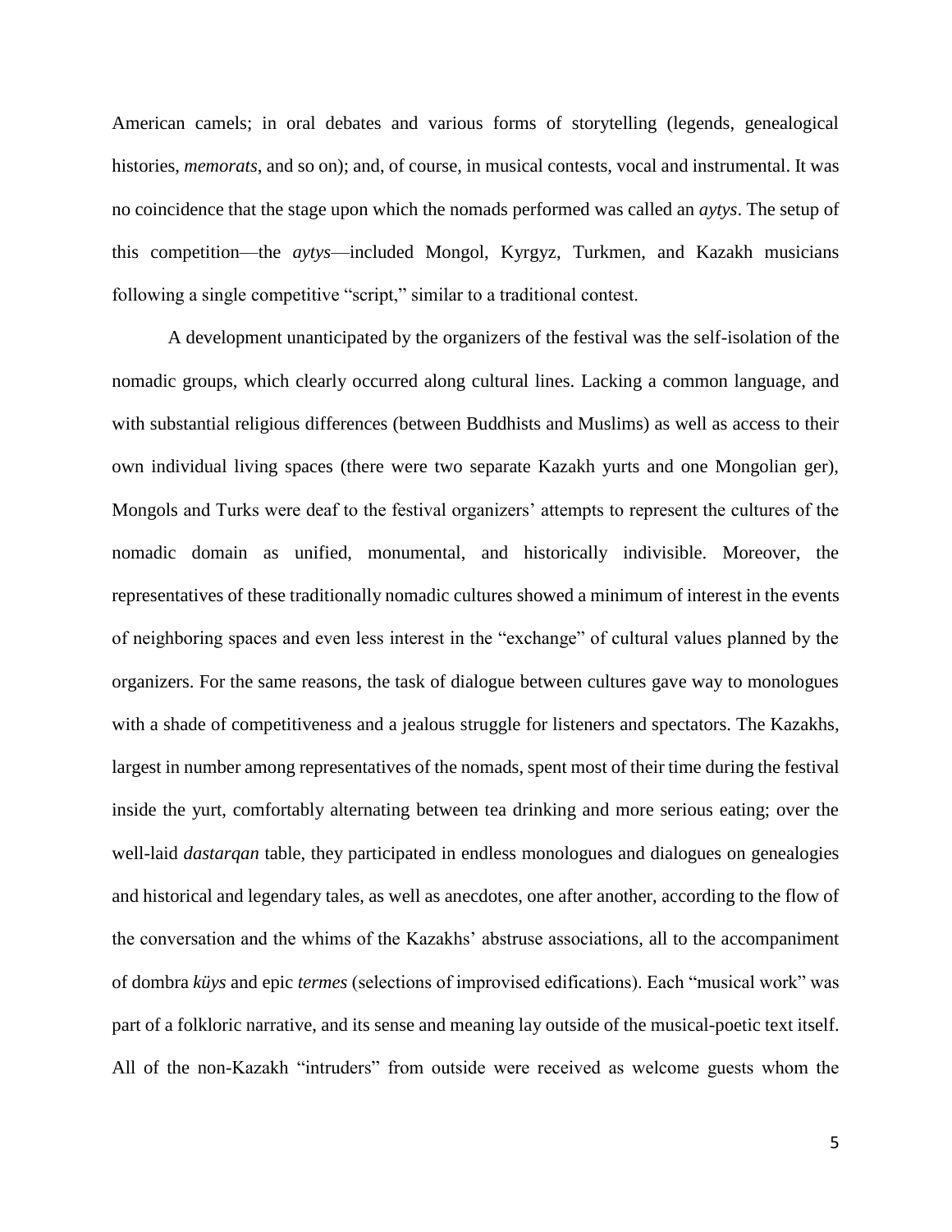American camels; in oral debates and various forms of storytelling (legends, genealogical histories, *memorats*, and so on); and, of course, in musical contests, vocal and instrumental. It was no coincidence that the stage upon which the nomads performed was called an *aytys*. The setup of this competition—the *aytys*—included Mongol, Kyrgyz, Turkmen, and Kazakh musicians following a single competitive "script," similar to a traditional contest.

A development unanticipated by the organizers of the festival was the self-isolation of the nomadic groups, which clearly occurred along cultural lines. Lacking a common language, and with substantial religious differences (between Buddhists and Muslims) as well as access to their own individual living spaces (there were two separate Kazakh yurts and one Mongolian ger), Mongols and Turks were deaf to the festival organizers' attempts to represent the cultures of the nomadic domain as unified, monumental, and historically indivisible. Moreover, the representatives of these traditionally nomadic cultures showed a minimum of interest in the events of neighboring spaces and even less interest in the "exchange" of cultural values planned by the organizers. For the same reasons, the task of dialogue between cultures gave way to monologues with a shade of competitiveness and a jealous struggle for listeners and spectators. The Kazakhs, largest in number among representatives of the nomads, spent most of their time during the festival inside the yurt, comfortably alternating between tea drinking and more serious eating; over the well-laid *dastarqan* table, they participated in endless monologues and dialogues on genealogies and historical and legendary tales, as well as anecdotes, one after another, according to the flow of the conversation and the whims of the Kazakhs' abstruse associations, all to the accompaniment of dombra *küys* and epic *termes* (selections of improvised edifications). Each "musical work" was part of a folkloric narrative, and its sense and meaning lay outside of the musical-poetic text itself. All of the non-Kazakh "intruders" from outside were received as welcome guests whom the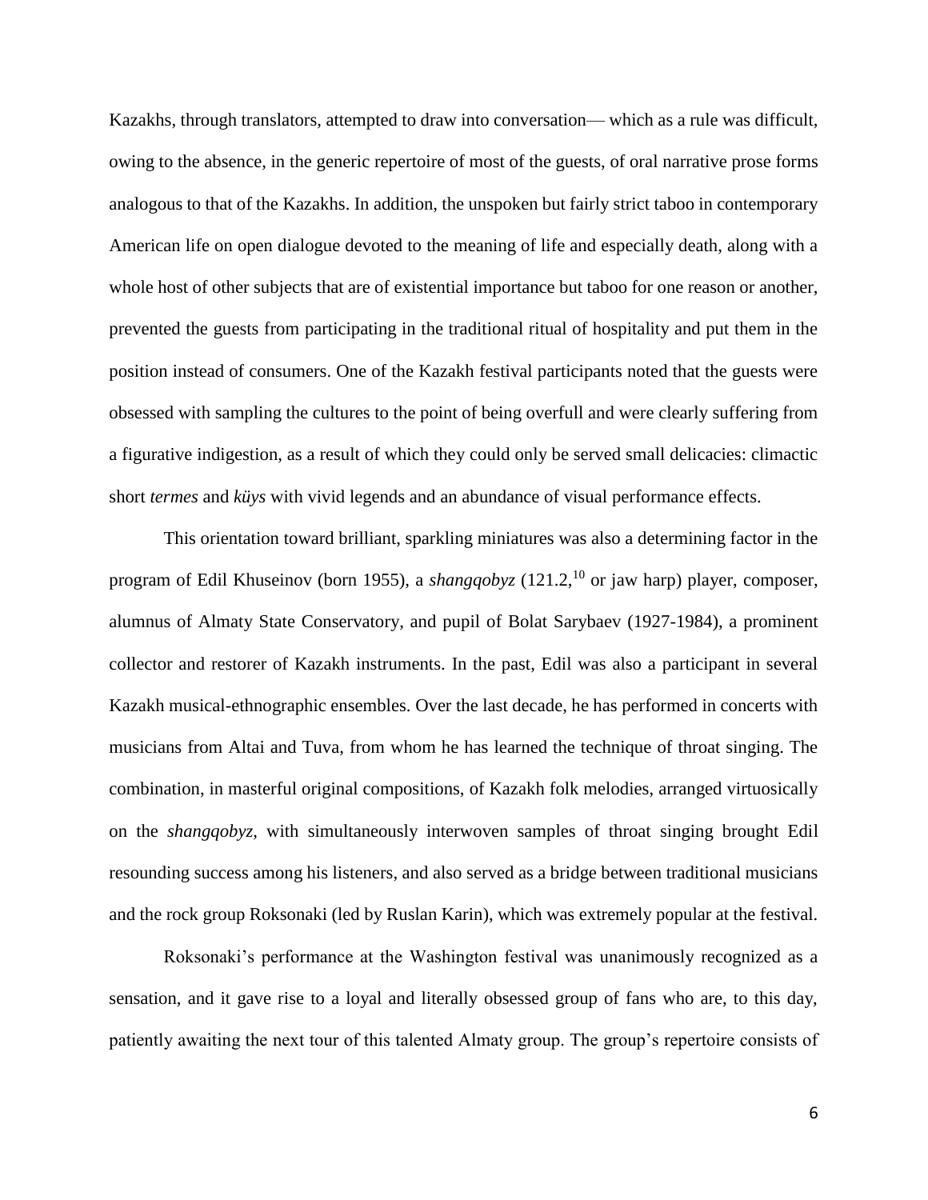Kazakhs, through translators, attempted to draw into conversation— which as a rule was difficult, owing to the absence, in the generic repertoire of most of the guests, of oral narrative prose forms analogous to that of the Kazakhs. In addition, the unspoken but fairly strict taboo in contemporary American life on open dialogue devoted to the meaning of life and especially death, along with a whole host of other subjects that are of existential importance but taboo for one reason or another, prevented the guests from participating in the traditional ritual of hospitality and put them in the position instead of consumers. One of the Kazakh festival participants noted that the guests were obsessed with sampling the cultures to the point of being overfull and were clearly suffering from a figurative indigestion, as a result of which they could only be served small delicacies: climactic short *termes* and *küys* with vivid legends and an abundance of visual performance effects.

This orientation toward brilliant, sparkling miniatures was also a determining factor in the program of Edil Khuseinov (born 1955), a *shangqobyz* (121.2,[10] or jaw harp) player, composer, alumnus of Almaty State Conservatory, and pupil of Bolat Sarybaev (1927-1984), a prominent collector and restorer of Kazakh instruments. In the past, Edil was also a participant in several Kazakh musical-ethnographic ensembles. Over the last decade, he has performed in concerts with musicians from Altai and Tuva, from whom he has learned the technique of throat singing. The combination, in masterful original compositions, of Kazakh folk melodies, arranged virtuosically on the *shangqobyz*, with simultaneously interwoven samples of throat singing brought Edil resounding success among his listeners, and also served as a bridge between traditional musicians and the rock group Roksonaki (led by Ruslan Karin), which was extremely popular at the festival.

Roksonaki's performance at the Washington festival was unanimously recognized as a sensation, and it gave rise to a loyal and literally obsessed group of fans who are, to this day, patiently awaiting the next tour of this talented Almaty group. The group's repertoire consists of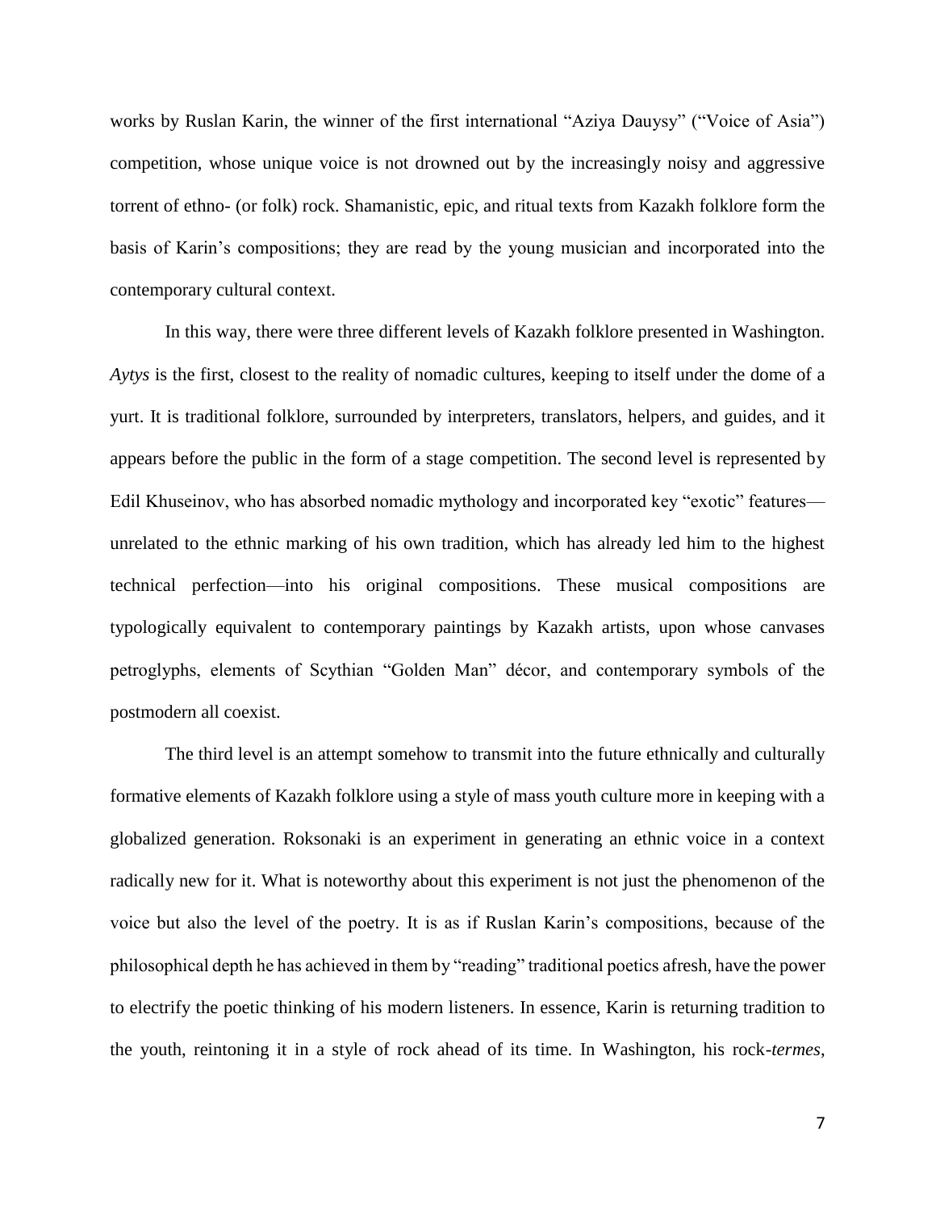works by Ruslan Karin, the winner of the first international "Aziya Dauysy" ("Voice of Asia") competition, whose unique voice is not drowned out by the increasingly noisy and aggressive torrent of ethno- (or folk) rock. Shamanistic, epic, and ritual texts from Kazakh folklore form the basis of Karin's compositions; they are read by the young musician and incorporated into the contemporary cultural context.

In this way, there were three different levels of Kazakh folklore presented in Washington. *Aytys* is the first, closest to the reality of nomadic cultures, keeping to itself under the dome of a yurt. It is traditional folklore, surrounded by interpreters, translators, helpers, and guides, and it appears before the public in the form of a stage competition. The second level is represented by Edil Khuseinov, who has absorbed nomadic mythology and incorporated key "exotic" features—unrelated to the ethnic marking of his own tradition, which has already led him to the highest technical perfection—into his original compositions. These musical compositions are typologically equivalent to contemporary paintings by Kazakh artists, upon whose canvases petroglyphs, elements of Scythian "Golden Man" décor, and contemporary symbols of the postmodern all coexist.

The third level is an attempt somehow to transmit into the future ethnically and culturally formative elements of Kazakh folklore using a style of mass youth culture more in keeping with a globalized generation. Roksonaki is an experiment in generating an ethnic voice in a context radically new for it. What is noteworthy about this experiment is not just the phenomenon of the voice but also the level of the poetry. It is as if Ruslan Karin's compositions, because of the philosophical depth he has achieved in them by "reading" traditional poetics afresh, have the power to electrify the poetic thinking of his modern listeners. In essence, Karin is returning tradition to the youth, reintoning it in a style of rock ahead of its time. In Washington, his rock-*termes*,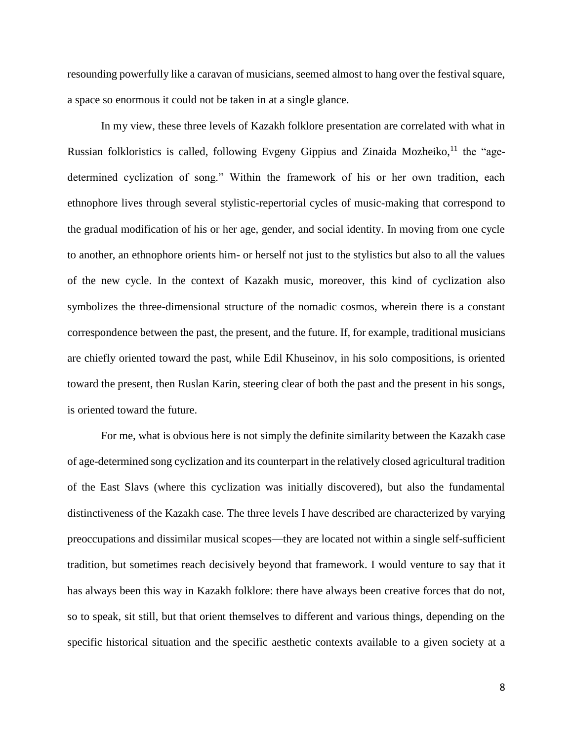resounding powerfully like a caravan of musicians, seemed almost to hang over the festival square, a space so enormous it could not be taken in at a single glance.

In my view, these three levels of Kazakh folklore presentation are correlated with what in Russian folkloristics is called, following Evgeny Gippius and Zinaida Mozheiko,[11] the "age-determined cyclization of song." Within the framework of his or her own tradition, each ethnophore lives through several stylistic-repertorial cycles of music-making that correspond to the gradual modification of his or her age, gender, and social identity. In moving from one cycle to another, an ethnophore orients him- or herself not just to the stylistics but also to all the values of the new cycle. In the context of Kazakh music, moreover, this kind of cyclization also symbolizes the three-dimensional structure of the nomadic cosmos, wherein there is a constant correspondence between the past, the present, and the future. If, for example, traditional musicians are chiefly oriented toward the past, while Edil Khuseinov, in his solo compositions, is oriented toward the present, then Ruslan Karin, steering clear of both the past and the present in his songs, is oriented toward the future.

For me, what is obvious here is not simply the definite similarity between the Kazakh case of age-determined song cyclization and its counterpart in the relatively closed agricultural tradition of the East Slavs (where this cyclization was initially discovered), but also the fundamental distinctiveness of the Kazakh case. The three levels I have described are characterized by varying preoccupations and dissimilar musical scopes—they are located not within a single self-sufficient tradition, but sometimes reach decisively beyond that framework. I would venture to say that it has always been this way in Kazakh folklore: there have always been creative forces that do not, so to speak, sit still, but that orient themselves to different and various things, depending on the specific historical situation and the specific aesthetic contexts available to a given society at a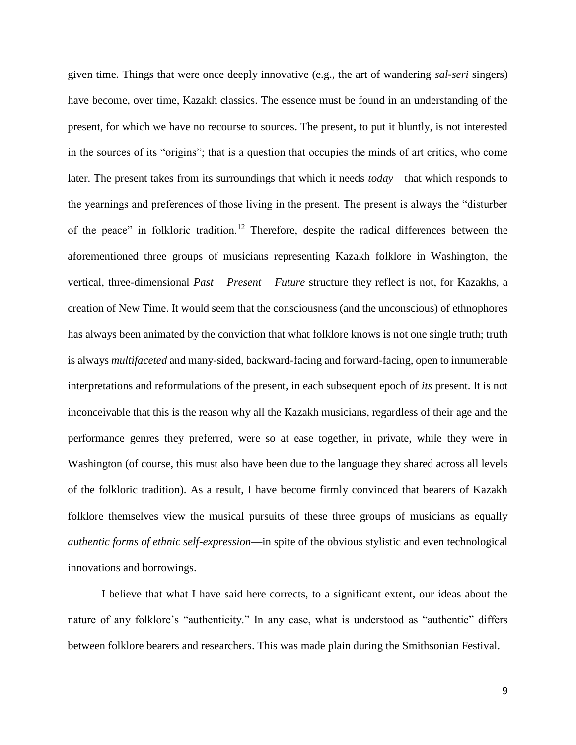given time. Things that were once deeply innovative (e.g., the art of wandering *sal-seri* singers) have become, over time, Kazakh classics. The essence must be found in an understanding of the present, for which we have no recourse to sources. The present, to put it bluntly, is not interested in the sources of its "origins"; that is a question that occupies the minds of art critics, who come later. The present takes from its surroundings that which it needs *today*—that which responds to the yearnings and preferences of those living in the present. The present is always the "disturber of the peace" in folkloric tradition.[12] Therefore, despite the radical differences between the aforementioned three groups of musicians representing Kazakh folklore in Washington, the vertical, three-dimensional *Past – Present – Future* structure they reflect is not, for Kazakhs, a creation of New Time. It would seem that the consciousness (and the unconscious) of ethnophores has always been animated by the conviction that what folklore knows is not one single truth; truth is always *multifaceted* and many-sided, backward-facing and forward-facing, open to innumerable interpretations and reformulations of the present, in each subsequent epoch of *its* present. It is not inconceivable that this is the reason why all the Kazakh musicians, regardless of their age and the performance genres they preferred, were so at ease together, in private, while they were in Washington (of course, this must also have been due to the language they shared across all levels of the folkloric tradition). As a result, I have become firmly convinced that bearers of Kazakh folklore themselves view the musical pursuits of these three groups of musicians as equally *authentic forms of ethnic self-expression*—in spite of the obvious stylistic and even technological innovations and borrowings.

I believe that what I have said here corrects, to a significant extent, our ideas about the nature of any folklore's "authenticity." In any case, what is understood as "authentic" differs between folklore bearers and researchers. This was made plain during the Smithsonian Festival.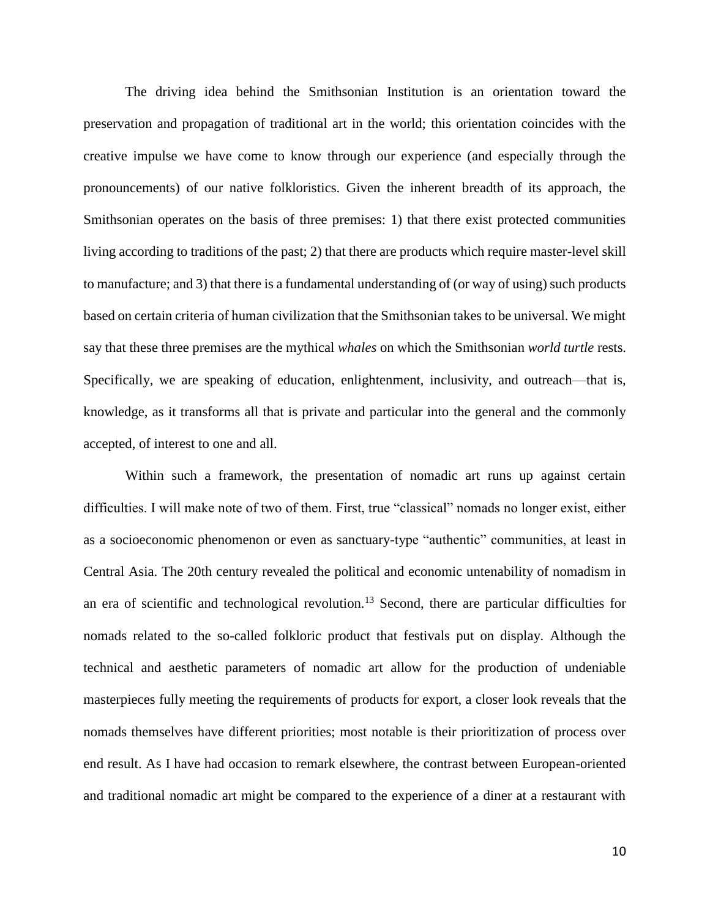The driving idea behind the Smithsonian Institution is an orientation toward the preservation and propagation of traditional art in the world; this orientation coincides with the creative impulse we have come to know through our experience (and especially through the pronouncements) of our native folkloristics. Given the inherent breadth of its approach, the Smithsonian operates on the basis of three premises: 1) that there exist protected communities living according to traditions of the past; 2) that there are products which require master-level skill to manufacture; and 3) that there is a fundamental understanding of (or way of using) such products based on certain criteria of human civilization that the Smithsonian takes to be universal. We might say that these three premises are the mythical *whales* on which the Smithsonian *world turtle* rests. Specifically, we are speaking of education, enlightenment, inclusivity, and outreach—that is, knowledge, as it transforms all that is private and particular into the general and the commonly accepted, of interest to one and all.

Within such a framework, the presentation of nomadic art runs up against certain difficulties. I will make note of two of them. First, true "classical" nomads no longer exist, either as a socioeconomic phenomenon or even as sanctuary-type "authentic" communities, at least in Central Asia. The 20th century revealed the political and economic untenability of nomadism in an era of scientific and technological revolution.[13] Second, there are particular difficulties for nomads related to the so-called folkloric product that festivals put on display. Although the technical and aesthetic parameters of nomadic art allow for the production of undeniable masterpieces fully meeting the requirements of products for export, a closer look reveals that the nomads themselves have different priorities; most notable is their prioritization of process over end result. As I have had occasion to remark elsewhere, the contrast between European-oriented and traditional nomadic art might be compared to the experience of a diner at a restaurant with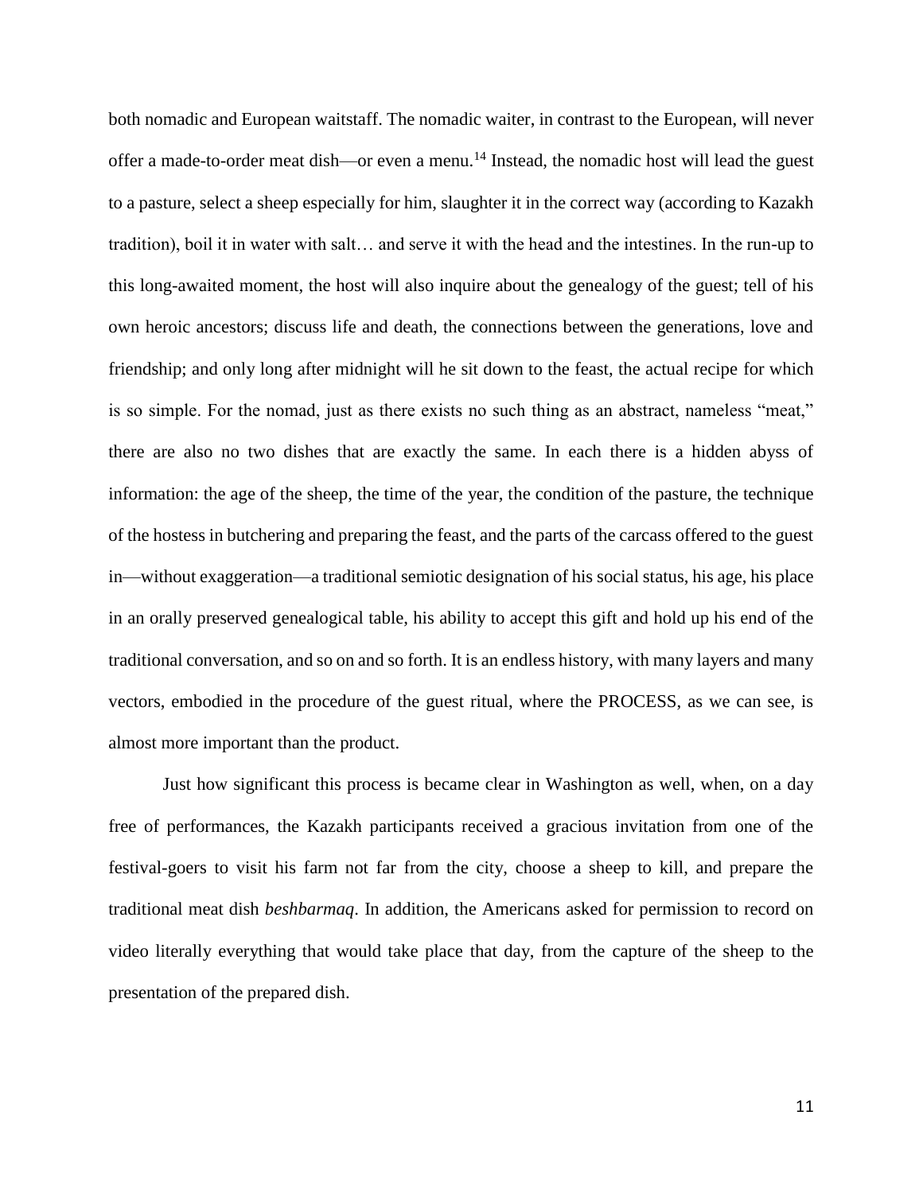both nomadic and European waitstaff. The nomadic waiter, in contrast to the European, will never offer a made-to-order meat dish—or even a menu.[14] Instead, the nomadic host will lead the guest to a pasture, select a sheep especially for him, slaughter it in the correct way (according to Kazakh tradition), boil it in water with salt… and serve it with the head and the intestines. In the run-up to this long-awaited moment, the host will also inquire about the genealogy of the guest; tell of his own heroic ancestors; discuss life and death, the connections between the generations, love and friendship; and only long after midnight will he sit down to the feast, the actual recipe for which is so simple. For the nomad, just as there exists no such thing as an abstract, nameless "meat," there are also no two dishes that are exactly the same. In each there is a hidden abyss of information: the age of the sheep, the time of the year, the condition of the pasture, the technique of the hostess in butchering and preparing the feast, and the parts of the carcass offered to the guest in—without exaggeration—a traditional semiotic designation of his social status, his age, his place in an orally preserved genealogical table, his ability to accept this gift and hold up his end of the traditional conversation, and so on and so forth. It is an endless history, with many layers and many vectors, embodied in the procedure of the guest ritual, where the PROCESS, as we can see, is almost more important than the product.

Just how significant this process is became clear in Washington as well, when, on a day free of performances, the Kazakh participants received a gracious invitation from one of the festival-goers to visit his farm not far from the city, choose a sheep to kill, and prepare the traditional meat dish *beshbarmaq*. In addition, the Americans asked for permission to record on video literally everything that would take place that day, from the capture of the sheep to the presentation of the prepared dish.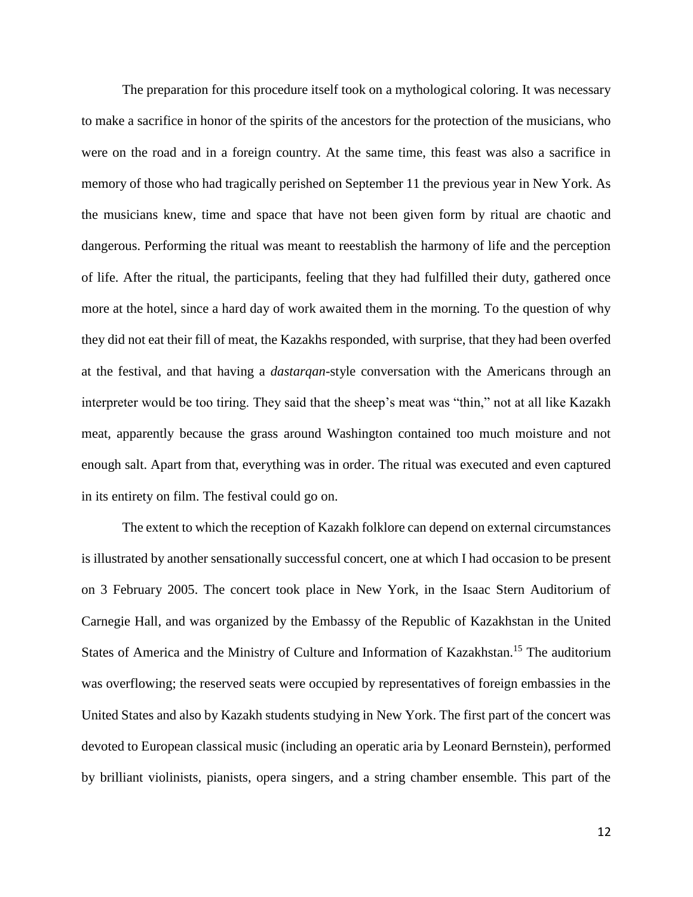The preparation for this procedure itself took on a mythological coloring. It was necessary to make a sacrifice in honor of the spirits of the ancestors for the protection of the musicians, who were on the road and in a foreign country. At the same time, this feast was also a sacrifice in memory of those who had tragically perished on September 11 the previous year in New York. As the musicians knew, time and space that have not been given form by ritual are chaotic and dangerous. Performing the ritual was meant to reestablish the harmony of life and the perception of life. After the ritual, the participants, feeling that they had fulfilled their duty, gathered once more at the hotel, since a hard day of work awaited them in the morning. To the question of why they did not eat their fill of meat, the Kazakhs responded, with surprise, that they had been overfed at the festival, and that having a *dastarqan*-style conversation with the Americans through an interpreter would be too tiring. They said that the sheep's meat was "thin," not at all like Kazakh meat, apparently because the grass around Washington contained too much moisture and not enough salt. Apart from that, everything was in order. The ritual was executed and even captured in its entirety on film. The festival could go on.

The extent to which the reception of Kazakh folklore can depend on external circumstances is illustrated by another sensationally successful concert, one at which I had occasion to be present on 3 February 2005. The concert took place in New York, in the Isaac Stern Auditorium of Carnegie Hall, and was organized by the Embassy of the Republic of Kazakhstan in the United States of America and the Ministry of Culture and Information of Kazakhstan.[15] The auditorium was overflowing; the reserved seats were occupied by representatives of foreign embassies in the United States and also by Kazakh students studying in New York. The first part of the concert was devoted to European classical music (including an operatic aria by Leonard Bernstein), performed by brilliant violinists, pianists, opera singers, and a string chamber ensemble. This part of the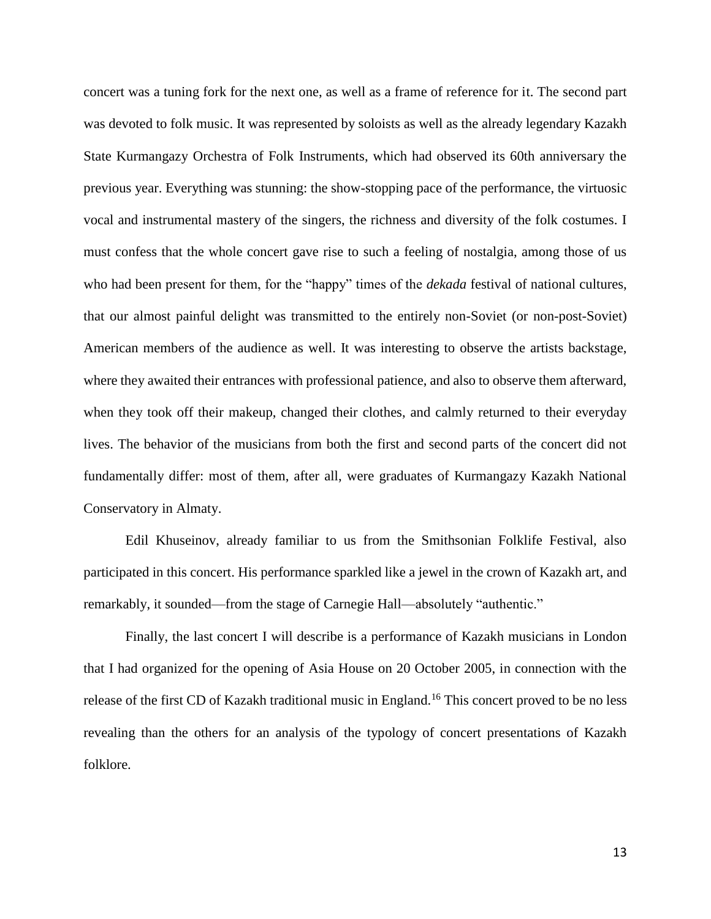concert was a tuning fork for the next one, as well as a frame of reference for it. The second part was devoted to folk music. It was represented by soloists as well as the already legendary Kazakh State Kurmangazy Orchestra of Folk Instruments, which had observed its 60th anniversary the previous year. Everything was stunning: the show-stopping pace of the performance, the virtuosic vocal and instrumental mastery of the singers, the richness and diversity of the folk costumes. I must confess that the whole concert gave rise to such a feeling of nostalgia, among those of us who had been present for them, for the "happy" times of the *dekada* festival of national cultures, that our almost painful delight was transmitted to the entirely non-Soviet (or non-post-Soviet) American members of the audience as well. It was interesting to observe the artists backstage, where they awaited their entrances with professional patience, and also to observe them afterward, when they took off their makeup, changed their clothes, and calmly returned to their everyday lives. The behavior of the musicians from both the first and second parts of the concert did not fundamentally differ: most of them, after all, were graduates of Kurmangazy Kazakh National Conservatory in Almaty.

Edil Khuseinov, already familiar to us from the Smithsonian Folklife Festival, also participated in this concert. His performance sparkled like a jewel in the crown of Kazakh art, and remarkably, it sounded—from the stage of Carnegie Hall—absolutely "authentic."

Finally, the last concert I will describe is a performance of Kazakh musicians in London that I had organized for the opening of Asia House on 20 October 2005, in connection with the release of the first CD of Kazakh traditional music in England.[16] This concert proved to be no less revealing than the others for an analysis of the typology of concert presentations of Kazakh folklore.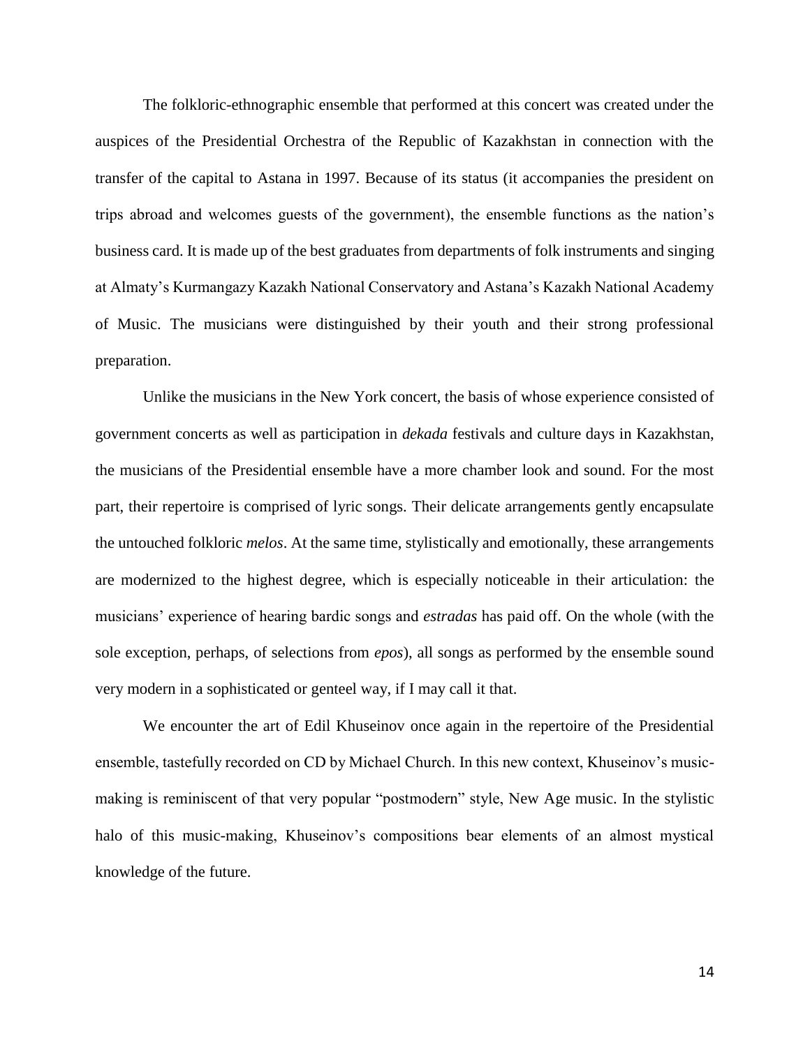The folkloric-ethnographic ensemble that performed at this concert was created under the auspices of the Presidential Orchestra of the Republic of Kazakhstan in connection with the transfer of the capital to Astana in 1997. Because of its status (it accompanies the president on trips abroad and welcomes guests of the government), the ensemble functions as the nation's business card. It is made up of the best graduates from departments of folk instruments and singing at Almaty's Kurmangazy Kazakh National Conservatory and Astana's Kazakh National Academy of Music. The musicians were distinguished by their youth and their strong professional preparation.

Unlike the musicians in the New York concert, the basis of whose experience consisted of government concerts as well as participation in *dekada* festivals and culture days in Kazakhstan, the musicians of the Presidential ensemble have a more chamber look and sound. For the most part, their repertoire is comprised of lyric songs. Their delicate arrangements gently encapsulate the untouched folkloric *melos*. At the same time, stylistically and emotionally, these arrangements are modernized to the highest degree, which is especially noticeable in their articulation: the musicians' experience of hearing bardic songs and *estradas* has paid off. On the whole (with the sole exception, perhaps, of selections from *epos*), all songs as performed by the ensemble sound very modern in a sophisticated or genteel way, if I may call it that.

We encounter the art of Edil Khuseinov once again in the repertoire of the Presidential ensemble, tastefully recorded on CD by Michael Church. In this new context, Khuseinov's music-making is reminiscent of that very popular "postmodern" style, New Age music. In the stylistic halo of this music-making, Khuseinov's compositions bear elements of an almost mystical knowledge of the future.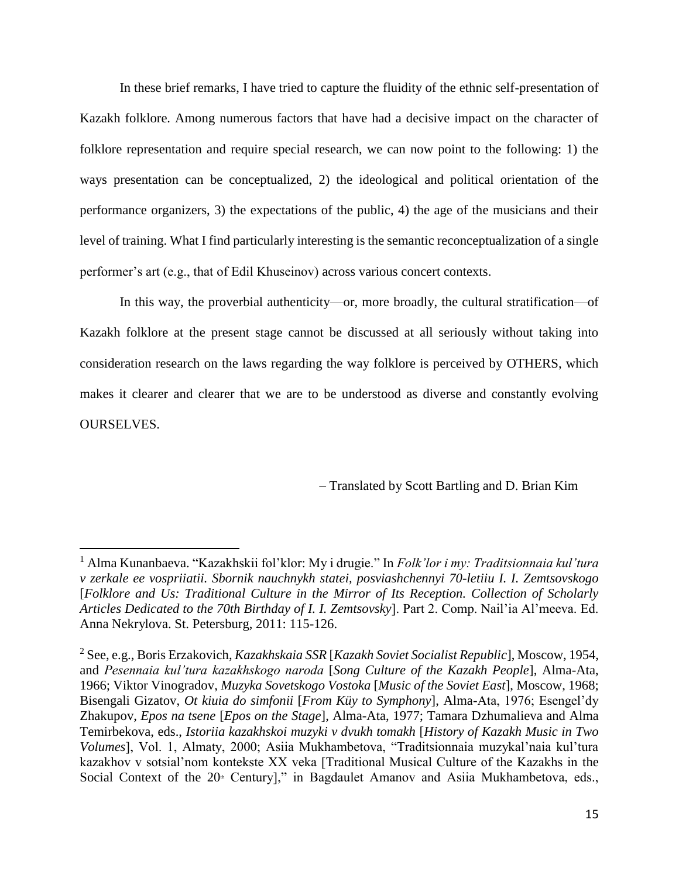In these brief remarks, I have tried to capture the fluidity of the ethnic self-presentation of Kazakh folklore. Among numerous factors that have had a decisive impact on the character of folklore representation and require special research, we can now point to the following: 1) the ways presentation can be conceptualized, 2) the ideological and political orientation of the performance organizers, 3) the expectations of the public, 4) the age of the musicians and their level of training. What I find particularly interesting is the semantic reconceptualization of a single performer's art (e.g., that of Edil Khuseinov) across various concert contexts.

In this way, the proverbial authenticity—or, more broadly, the cultural stratification—of Kazakh folklore at the present stage cannot be discussed at all seriously without taking into consideration research on the laws regarding the way folklore is perceived by OTHERS, which makes it clearer and clearer that we are to be understood as diverse and constantly evolving OURSELVES.

– Translated by Scott Bartling and D. Brian Kim

---

[1] Alma Kunanbaeva. "Kazakhskii fol'klor: My i drugie." In *Folk'lor i my: Traditsionnaia kul'tura v zerkale ee vospriiatii. Sbornik nauchnykh statei, posviashchennyi 70-letiiu I. I. Zemtsovskogo* [*Folklore and Us: Traditional Culture in the Mirror of Its Reception. Collection of Scholarly Articles Dedicated to the 70th Birthday of I. I. Zemtsovsky*]. Part 2. Comp. Nail'ia Al'meeva. Ed. Anna Nekrylova. St. Petersburg, 2011: 115-126.

[2] See, e.g., Boris Erzakovich, *Kazakhskaia SSR* [*Kazakh Soviet Socialist Republic*], Moscow, 1954, and *Pesennaia kul'tura kazakhskogo naroda* [*Song Culture of the Kazakh People*], Alma-Ata, 1966; Viktor Vinogradov, *Muzyka Sovetskogo Vostoka* [*Music of the Soviet East*], Moscow, 1968; Bisengali Gizatov, *Ot kiuia do simfonii* [*From Küy to Symphony*], Alma-Ata, 1976; Esengel'dy Zhakupov, *Epos na tsene* [*Epos on the Stage*], Alma-Ata, 1977; Tamara Dzhumalieva and Alma Temirbekova, eds., *Istoriia kazakhskoi muzyki v dvukh tomakh* [*History of Kazakh Music in Two Volumes*], Vol. 1, Almaty, 2000; Asiia Mukhambetova, "Traditsionnaia muzykal'naia kul'tura kazakhov v sotsial'nom kontekste XX veka [Traditional Musical Culture of the Kazakhs in the Social Context of the 20th Century]," in Bagdaulet Amanov and Asiia Mukhambetova, eds.,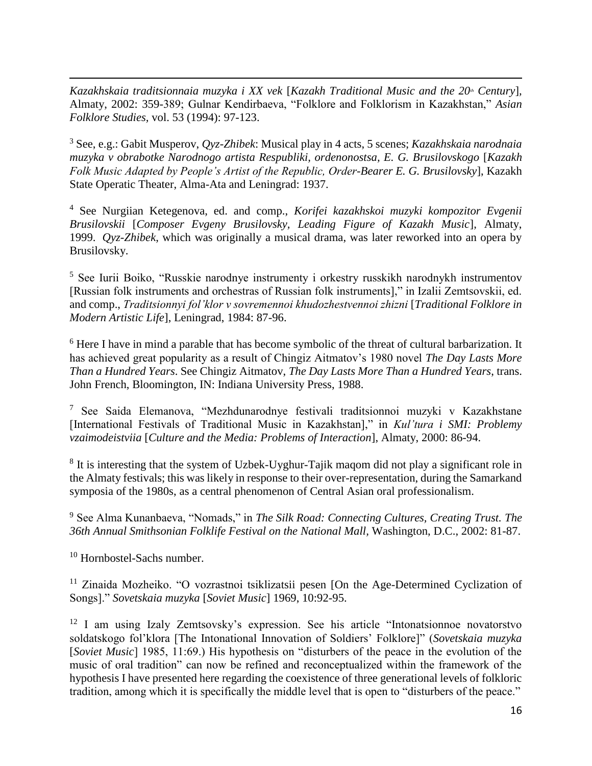*Kazakhskaia traditsionnaia muzyka i XX vek* [*Kazakh Traditional Music and the 20th Century*], Almaty, 2002: 359-389; Gulnar Kendirbaeva, "Folklore and Folklorism in Kazakhstan," *Asian Folklore Studies*, vol. 53 (1994): 97-123.

[3] See, e.g.: Gabit Musperov, *Qyz-Zhibek*: Musical play in 4 acts, 5 scenes; *Kazakhskaia narodnaia muzyka v obrabotke Narodnogo artista Respubliki, ordenonostsa, E. G. Brusilovskogo* [*Kazakh Folk Music Adapted by People's Artist of the Republic, Order-Bearer E. G. Brusilovsky*], Kazakh State Operatic Theater, Alma-Ata and Leningrad: 1937.

[4] See Nurgiian Ketegenova, ed. and comp., *Korifei kazakhskoi muzyki kompozitor Evgenii Brusilovskii* [*Composer Evgeny Brusilovsky, Leading Figure of Kazakh Music*], Almaty, 1999. *Qyz-Zhibek*, which was originally a musical drama, was later reworked into an opera by Brusilovsky.

[5] See Iurii Boiko, "Russkie narodnye instrumenty i orkestry russkikh narodnykh instrumentov [Russian folk instruments and orchestras of Russian folk instruments]," in Izalii Zemtsovskii, ed. and comp., *Traditsionnyi fol'klor v sovremennoi khudozhestvennoi zhizni* [*Traditional Folklore in Modern Artistic Life*], Leningrad, 1984: 87-96.

[6] Here I have in mind a parable that has become symbolic of the threat of cultural barbarization. It has achieved great popularity as a result of Chingiz Aitmatov's 1980 novel *The Day Lasts More Than a Hundred Years*. See Chingiz Aitmatov, *The Day Lasts More Than a Hundred Years*, trans. John French, Bloomington, IN: Indiana University Press, 1988.

[7] See Saida Elemanova, "Mezhdunarodnye festivali traditsionnoi muzyki v Kazakhstane [International Festivals of Traditional Music in Kazakhstan]," in *Kul'tura i SMI: Problemy vzaimodeistviia* [*Culture and the Media: Problems of Interaction*], Almaty, 2000: 86-94.

[8] It is interesting that the system of Uzbek-Uyghur-Tajik maqom did not play a significant role in the Almaty festivals; this was likely in response to their over-representation, during the Samarkand symposia of the 1980s, as a central phenomenon of Central Asian oral professionalism.

[9] See Alma Kunanbaeva, "Nomads," in *The Silk Road: Connecting Cultures, Creating Trust. The 36th Annual Smithsonian Folklife Festival on the National Mall*, Washington, D.C., 2002: 81-87.

[10] Hornbostel-Sachs number.

[11] Zinaida Mozheiko. "O vozrastnoi tsiklizatsii pesen [On the Age-Determined Cyclization of Songs]." *Sovetskaia muzyka* [*Soviet Music*] 1969, 10:92-95.

[12] I am using Izaly Zemtsovsky's expression. See his article "Intonatsionnoe novatorstvo soldatskogo fol'klora [The Intonational Innovation of Soldiers' Folklore]" (*Sovetskaia muzyka* [*Soviet Music*] 1985, 11:69.) His hypothesis on "disturbers of the peace in the evolution of the music of oral tradition" can now be refined and reconceptualized within the framework of the hypothesis I have presented here regarding the coexistence of three generational levels of folkloric tradition, among which it is specifically the middle level that is open to "disturbers of the peace."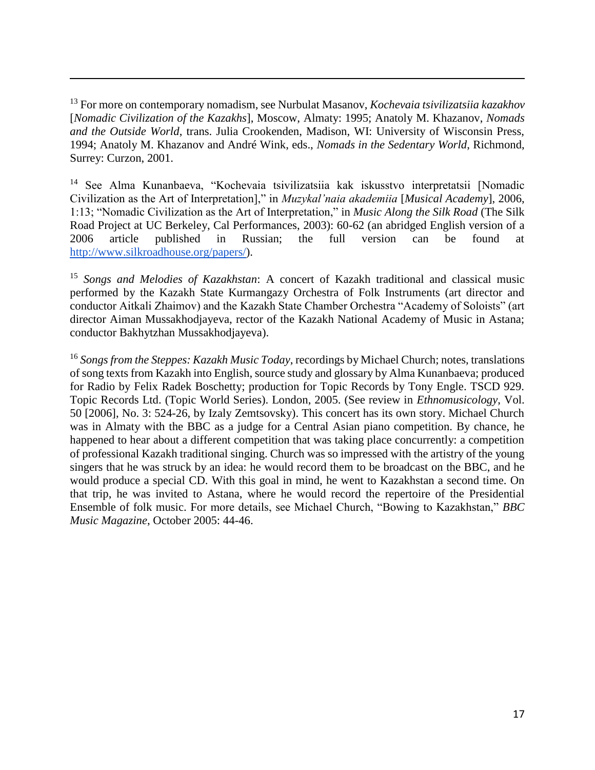[13] For more on contemporary nomadism, see Nurbulat Masanov, *Kochevaia tsivilizatsiia kazakhov* [*Nomadic Civilization of the Kazakhs*], Moscow, Almaty: 1995; Anatoly M. Khazanov, *Nomads and the Outside World*, trans. Julia Crookenden, Madison, WI: University of Wisconsin Press, 1994; Anatoly M. Khazanov and André Wink, eds., *Nomads in the Sedentary World*, Richmond, Surrey: Curzon, 2001.

[14] See Alma Kunanbaeva, "Kochevaia tsivilizatsiia kak iskusstvo interpretatsii [Nomadic Civilization as the Art of Interpretation]," in *Muzykal'naia akademiia* [*Musical Academy*], 2006, 1:13; "Nomadic Civilization as the Art of Interpretation," in *Music Along the Silk Road* (The Silk Road Project at UC Berkeley, Cal Performances, 2003): 60-62 (an abridged English version of a 2006 article published in Russian; the full version can be found at http://www.silkroadhouse.org/papers/).

[15] *Songs and Melodies of Kazakhstan*: A concert of Kazakh traditional and classical music performed by the Kazakh State Kurmangazy Orchestra of Folk Instruments (art director and conductor Aitkali Zhaimov) and the Kazakh State Chamber Orchestra "Academy of Soloists" (art director Aiman Mussakhodjayeva, rector of the Kazakh National Academy of Music in Astana; conductor Bakhytzhan Mussakhodjayeva).

[16] *Songs from the Steppes: Kazakh Music Today*, recordings by Michael Church; notes, translations of song texts from Kazakh into English, source study and glossary by Alma Kunanbaeva; produced for Radio by Felix Radek Boschetty; production for Topic Records by Tony Engle. TSCD 929. Topic Records Ltd. (Topic World Series). London, 2005. (See review in *Ethnomusicology*, Vol. 50 [2006], No. 3: 524-26, by Izaly Zemtsovsky). This concert has its own story. Michael Church was in Almaty with the BBC as a judge for a Central Asian piano competition. By chance, he happened to hear about a different competition that was taking place concurrently: a competition of professional Kazakh traditional singing. Church was so impressed with the artistry of the young singers that he was struck by an idea: he would record them to be broadcast on the BBC, and he would produce a special CD. With this goal in mind, he went to Kazakhstan a second time. On that trip, he was invited to Astana, where he would record the repertoire of the Presidential Ensemble of folk music. For more details, see Michael Church, "Bowing to Kazakhstan," *BBC Music Magazine*, October 2005: 44-46.